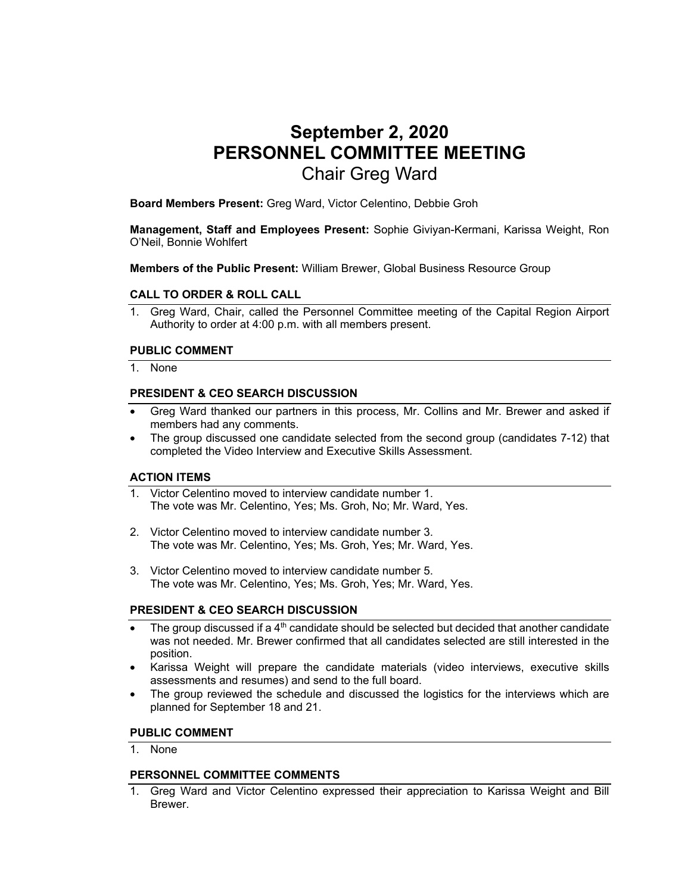# September 2, 2020
# PERSONNEL COMMITTEE MEETING
## Chair Greg Ward

**Board Members Present:** Greg Ward, Victor Celentino, Debbie Groh

**Management, Staff and Employees Present:** Sophie Giviyan-Kermani, Karissa Weight, Ron O'Neil, Bonnie Wohlfert

**Members of the Public Present:** William Brewer, Global Business Resource Group

### CALL TO ORDER & ROLL CALL

1. Greg Ward, Chair, called the Personnel Committee meeting of the Capital Region Airport Authority to order at 4:00 p.m. with all members present.

### PUBLIC COMMENT

1. None

### PRESIDENT & CEO SEARCH DISCUSSION

- Greg Ward thanked our partners in this process, Mr. Collins and Mr. Brewer and asked if members had any comments.
- The group discussed one candidate selected from the second group (candidates 7-12) that completed the Video Interview and Executive Skills Assessment.

### ACTION ITEMS

1. Victor Celentino moved to interview candidate number 1.
   The vote was Mr. Celentino, Yes; Ms. Groh, No; Mr. Ward, Yes.

2. Victor Celentino moved to interview candidate number 3.
   The vote was Mr. Celentino, Yes; Ms. Groh, Yes; Mr. Ward, Yes.

3. Victor Celentino moved to interview candidate number 5.
   The vote was Mr. Celentino, Yes; Ms. Groh, Yes; Mr. Ward, Yes.

### PRESIDENT & CEO SEARCH DISCUSSION

- The group discussed if a 4th candidate should be selected but decided that another candidate was not needed. Mr. Brewer confirmed that all candidates selected are still interested in the position.
- Karissa Weight will prepare the candidate materials (video interviews, executive skills assessments and resumes) and send to the full board.
- The group reviewed the schedule and discussed the logistics for the interviews which are planned for September 18 and 21.

### PUBLIC COMMENT

1. None

### PERSONNEL COMMITTEE COMMENTS

1. Greg Ward and Victor Celentino expressed their appreciation to Karissa Weight and Bill Brewer.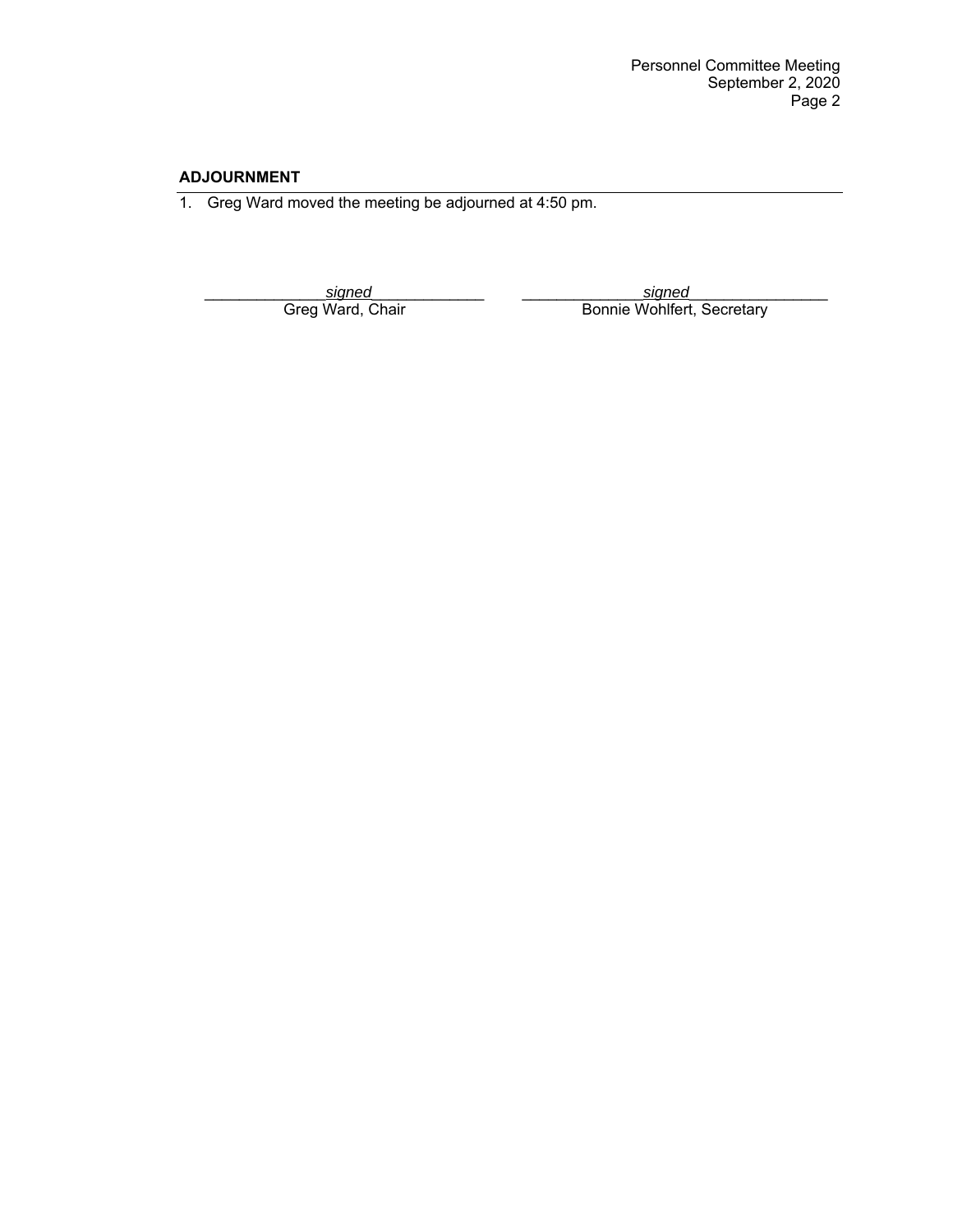## ADJOURNMENT

1. Greg Ward moved the meeting be adjourned at 4:50 pm.

| | |
|---|---|
| *signed* | *signed* |
| Greg Ward, Chair | Bonnie Wohlfert, Secretary |